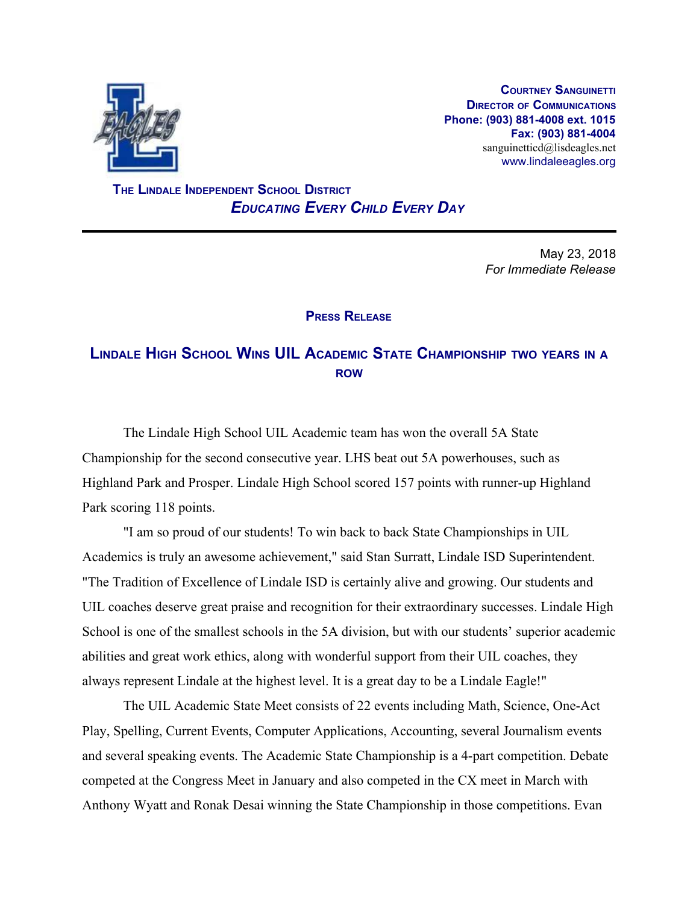Courtney Sanguinetti
Director of Communications
**Phone: (903) 881-4008 ext. 1015**
**Fax: (903) 881-4004**
sanguinetticd@lisdeagles.net
www.lindaleeagles.org

**The Lindale Independent School District**
***Educating Every Child Every Day***

---

May 23, 2018
*For Immediate Release*

**Press Release**

## Lindale High School Wins UIL Academic State Championship two years in a row

The Lindale High School UIL Academic team has won the overall 5A State Championship for the second consecutive year. LHS beat out 5A powerhouses, such as Highland Park and Prosper. Lindale High School scored 157 points with runner-up Highland Park scoring 118 points.

"I am so proud of our students! To win back to back State Championships in UIL Academics is truly an awesome achievement," said Stan Surratt, Lindale ISD Superintendent. "The Tradition of Excellence of Lindale ISD is certainly alive and growing. Our students and UIL coaches deserve great praise and recognition for their extraordinary successes. Lindale High School is one of the smallest schools in the 5A division, but with our students' superior academic abilities and great work ethics, along with wonderful support from their UIL coaches, they always represent Lindale at the highest level. It is a great day to be a Lindale Eagle!"

The UIL Academic State Meet consists of 22 events including Math, Science, One-Act Play, Spelling, Current Events, Computer Applications, Accounting, several Journalism events and several speaking events. The Academic State Championship is a 4-part competition. Debate competed at the Congress Meet in January and also competed in the CX meet in March with Anthony Wyatt and Ronak Desai winning the State Championship in those competitions. Evan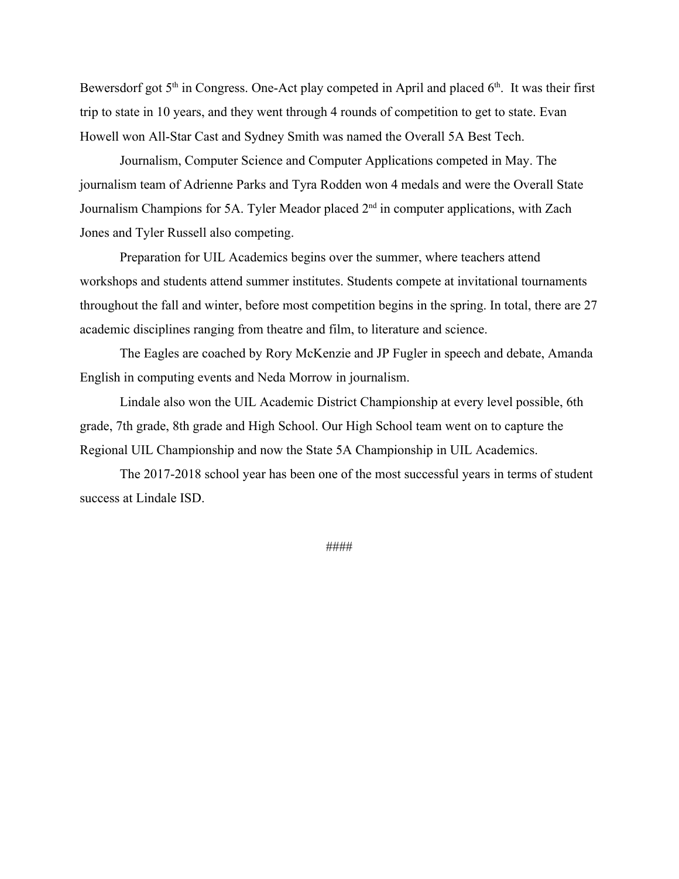Bewersdorf got 5th in Congress. One-Act play competed in April and placed 6th. It was their first trip to state in 10 years, and they went through 4 rounds of competition to get to state. Evan Howell won All-Star Cast and Sydney Smith was named the Overall 5A Best Tech.

Journalism, Computer Science and Computer Applications competed in May. The journalism team of Adrienne Parks and Tyra Rodden won 4 medals and were the Overall State Journalism Champions for 5A. Tyler Meador placed 2nd in computer applications, with Zach Jones and Tyler Russell also competing.

Preparation for UIL Academics begins over the summer, where teachers attend workshops and students attend summer institutes. Students compete at invitational tournaments throughout the fall and winter, before most competition begins in the spring. In total, there are 27 academic disciplines ranging from theatre and film, to literature and science.

The Eagles are coached by Rory McKenzie and JP Fugler in speech and debate, Amanda English in computing events and Neda Morrow in journalism.

Lindale also won the UIL Academic District Championship at every level possible, 6th grade, 7th grade, 8th grade and High School. Our High School team went on to capture the Regional UIL Championship and now the State 5A Championship in UIL Academics.

The 2017-2018 school year has been one of the most successful years in terms of student success at Lindale ISD.

####